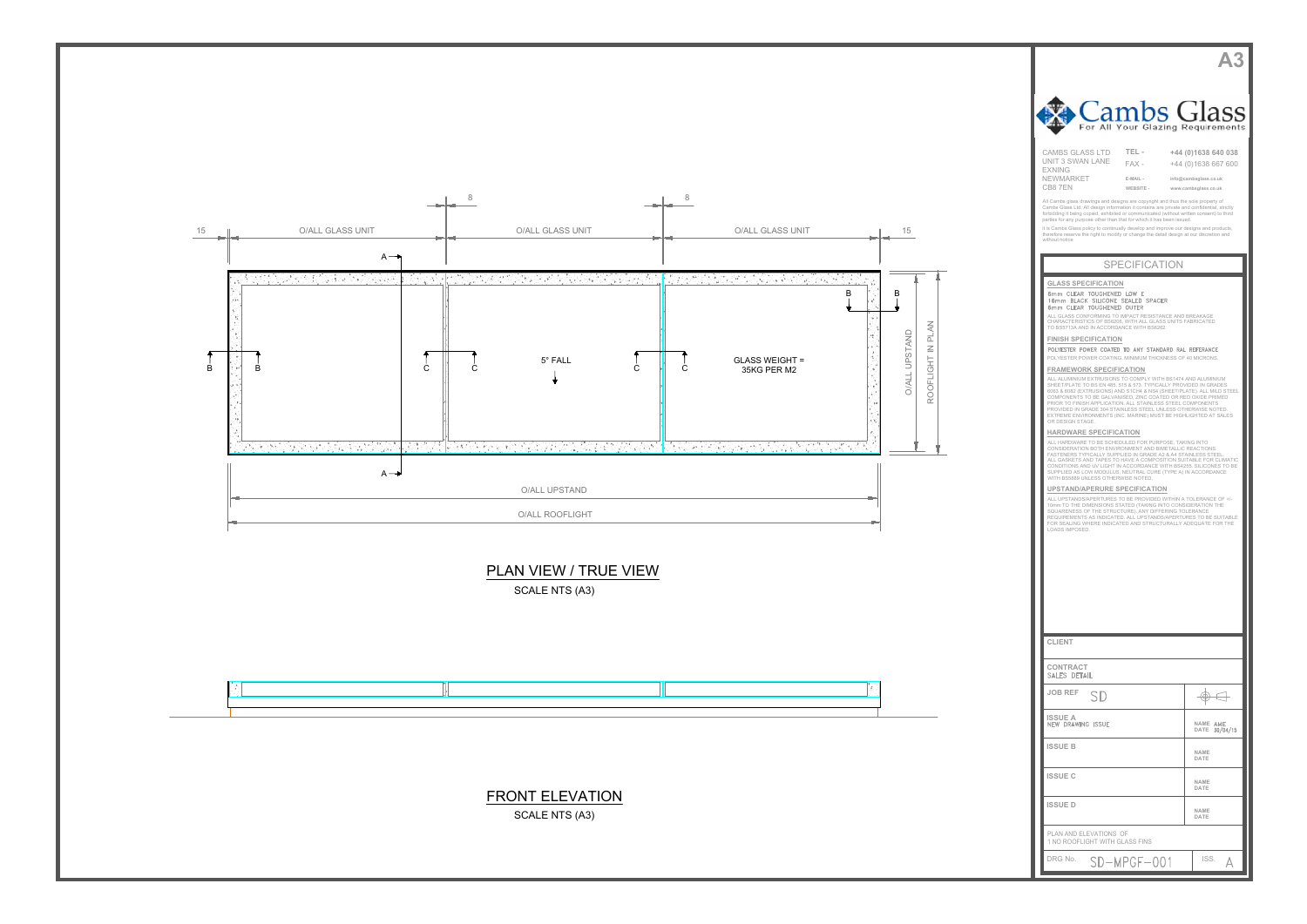A3

# Cambs Glass

For All Your Glazing Requirements

CAMBS GLASS LTD
UNIT 3 SWAN LANE
EXNING
NEWMARKET
CB8 7EN

TEL - +44 (0)1638 640 038
FAX - +44 (0)1638 667 600
E-MAIL - info@cambsglass.co.uk
WEBSITE - www.cambsglass.co.uk

All Cambs glass drawings and designs are copyright and thus the sole property of Cambs Glass Ltd. All design information it contains are private and confidential, strictly forbidding it being copied, exhibited or communicated (without written consent) to third parties for any purpose other than that for which it has been issued.

It is Cambs Glass policy to continually develop and improve our designs and products, therefore reserve the right to modify or change the detail design at our discretion and without notice.

## SPECIFICATION

### GLASS SPECIFICATION

6mm CLEAR TOUGHENED LOW E
16mm BLACK SILICONE SEALED SPACER
8mm CLEAR TOUGHENED OUTER

ALL GLASS CONFORMING TO IMPACT RESISTANCE AND BREAKAGE CHARACTERISTICS OF BS6206, WITH ALL GLASS UNITS FABRICATED TO BS5713A AND IN ACCORDANCE WITH BS6262

### FINISH SPECIFICATION

POLYESTER POWER COATED TO ANY STANDARD RAL REFERANCE

POLYESTER POWER COATING, MINIMUM THICKNESS OF 40 MICRONS.

### FRAMEWORK SPECIFICATION

ALL ALUMINIUM EXTRUSIONS TO COMPLY WITH BS1474 AND ALUMINIUM SHEET/PLATE TO BS EN 485, 515 & 573, TYPICALLY PROVIDED IN GRADES 6063 & 6082 (EXTRUSIONS) AND 5 1CH4 & NS4 (SHEET/PLATE). ALL MILD STEEL COMPONENTS TO BE GALVANISED, ZINC COATED OR RED OXIDE PRIMED PRIOR TO FINISH APPLICATION. ALL STAINLESS STEEL COMPONENTS PROVIDED IN GRADE 304 STAINLESS STEEL UNLESS OTHERWISE NOTED. EXTREME ENVIRONMENTS (INC. MARINE) MUST BE HIGHLIGHTED AT SALES OR DESIGN STAGE.

### HARDWARE SPECIFICATION

ALL HARDWARE TO BE SCHEDULED FOR PURPOSE, TAKING INTO CONSIDERATION BOTH ENVIRONMENT AND BIMETALLIC REACTIONS. FASTENERS TYPICALLY SUPPLIED IN GRADE A2 & A4 STAINLESS STEEL. ALL GASKETS AND TAPES TO HAVE A COMPOSITION SUITABLE FOR CLIMATIC CONDITIONS AND UV LIGHT IN ACCORDANCE WITH BS4255. SILICONES TO BE SUPPLIED AS LOW MODULUS, NEUTRAL CURE (TYPE A) IN ACCORDANCE WITH BS5889 UNLESS OTHERWISE NOTED.

### UPSTAND/APERURE SPECIFICATION

ALL UPSTANDS/APERTURES TO BE PROVIDED WITHIN A TOLERANCE OF +/- 10mm TO THE DIMENSIONS STATED (TAKING INTO CONSIDERATION THE SQUARENESS OF THE STRUCTURE). ANY DIFFERING TOLERANCE REQUIREMENTS AS INDICATED. ALL UPSTANDS/APERTURES TO BE SUITABLE FOR SEALING WHERE INDICATED AND STRUCTURALLY ADEQUATE FOR THE LOADS IMPOSED.

| | |
|---|---|
| CLIENT | |
| CONTRACT SALES DETAIL | |
| JOB REF SD | |
| ISSUE A NEW DRAWING ISSUE | NAME AME DATE 30/04/15 |
| ISSUE B | NAME DATE |
| ISSUE C | NAME DATE |
| ISSUE D | NAME DATE |
| PLAN AND ELEVATIONS OF 1 NO ROOFLIGHT WITH GLASS FINS | |
| DRG No. SD-MPGF-001 | ISS. A |

15 | O/ALL GLASS UNIT | 8 | O/ALL GLASS UNIT | 8 | O/ALL GLASS UNIT | 15

A — A, B — B, C — C

5° FALL

GLASS WEIGHT = 35KG PER M2

O/ALL UPSTAND

O/ALL ROOFLIGHT IN PLAN

O/ALL UPSTAND

O/ALL ROOFLIGHT

## PLAN VIEW / TRUE VIEW

SCALE NTS (A3)

## FRONT ELEVATION

SCALE NTS (A3)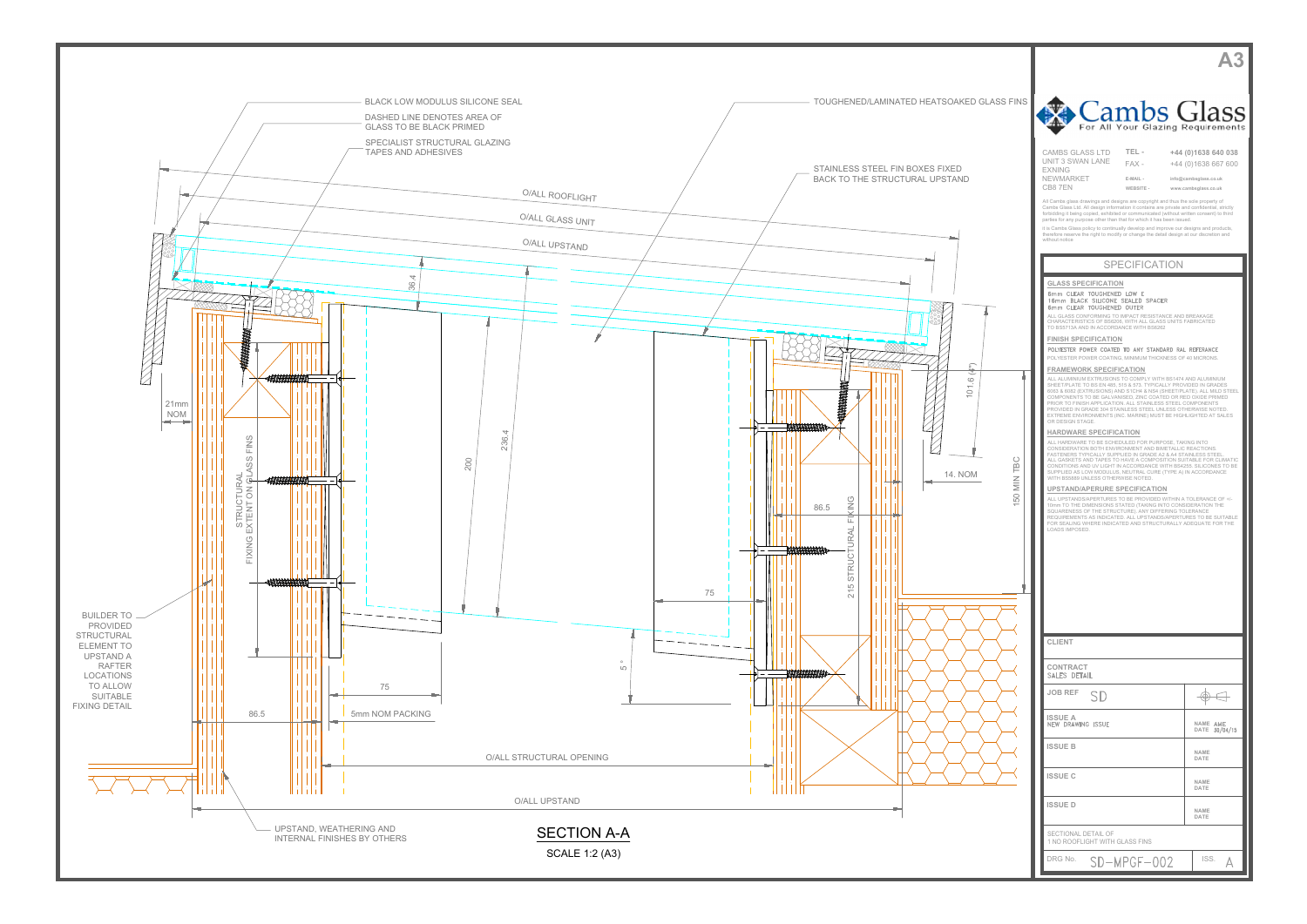# SECTION A-A

SCALE 1:2 (A3)

- BLACK LOW MODULUS SILICONE SEAL
- DASHED LINE DENOTES AREA OF GLASS TO BE BLACK PRIMED
- SPECIALIST STRUCTURAL GLAZING TAPES AND ADHESIVES
- TOUGHENED/LAMINATED HEATSOAKED GLASS FINS
- STAINLESS STEEL FIN BOXES FIXED BACK TO THE STRUCTURAL UPSTAND
- BUILDER TO PROVIDED STRUCTURAL ELEMENT TO UPSTAND A RAFTER LOCATIONS TO ALLOW SUITABLE FIXING DETAIL
- UPSTAND, WEATHERING AND INTERNAL FINISHES BY OTHERS
- STRUCTURAL FIXING EXTENT ON GLASS FINS
- 215 STRUCTURAL FIXING
- O/ALL ROOFLIGHT
- O/ALL GLASS UNIT
- O/ALL UPSTAND
- O/ALL STRUCTURAL OPENING
- 5mm NOM PACKING
- 21mm NOM
- 14. NOM
- 150 MIN TBC
- 101.6 (4")
- 36.4, 236.4, 200, 86.5, 75, 5°

**A3**

**Cambs Glass** — For All Your Glazing Requirements

CAMBS GLASS LTD
UNIT 3 SWAN LANE
EXNING
NEWMARKET
CB8 7EN

TEL - +44 (0)1638 640 038
FAX - +44 (0)1638 667 600
E-MAIL - info@cambsglass.co.uk
WEBSITE - www.cambsglass.co.uk

All Cambs glass drawings and designs are copyright and thus the sole property of Cambs Glass Ltd. All design information it contains are private and confidential, strictly forbidding it being copied, exhibited or communicated (without written consent) to third parties for any purpose other than that for which it has been issued.

It is Cambs Glass policy to continually develop and improve our designs and products, therefore reserve the right to modify or change the detail design at our discretion and without notice.

## SPECIFICATION

### GLASS SPECIFICATION

6mm CLEAR TOUGHENED LOW E
16mm BLACK SILICONE SEALED SPACER
6mm CLEAR TOUGHENED OUTER

ALL GLASS CONFORMING TO IMPACT RESISTANCE AND BREAKAGE CHARACTERISTICS OF BS6206, WITH ALL GLASS UNITS FABRICATED TO BS5713A AND IN ACCORDANCE WITH BS6262

### FINISH SPECIFICATION

POLYESTER POWER COATED TO ANY STANDARD RAL REFERANCE

POLYESTER POWER COATING, MINIMUM THICKNESS OF 40 MICRONS.

### FRAMEWORK SPECIFICATION

ALL ALUMINIUM EXTRUSIONS TO COMPLY WITH BS1474 AND ALUMINIUM SHEET/PLATE TO BS EN 485, 515 & 573, TYPICALLY PROVIDED IN GRADES 6063 & 6082 (EXTRUSIONS) AND S1CH4 & NS4 (SHEET/PLATE). ALL MILD STEEL COMPONENTS TO BE GALVANISED, ZINC COATED OR RED OXIDE PRIMED PRIOR TO FINISH APPLICATION. ALL STAINLESS STEEL COMPONENTS PROVIDED IN GRADE 304 STAINLESS STEEL UNLESS OTHERWISE NOTED. EXTREME ENVIRONMENTS (INC. MARINE) MUST BE HIGHLIGHTED AT SALES OR DESIGN STAGE.

### HARDWARE SPECIFICATION

ALL HARDWARE TO BE SCHEDULED FOR PURPOSE, TAKING INTO CONSIDERATION BOTH ENVIRONMENT AND BIMETALLIC REACTIONS. FASTENERS TYPICALLY SUPPLIED IN GRADE A2 & A4 STAINLESS STEEL. ALL GASKETS AND TAPES TO HAVE A COMPOSITION SUITABLE FOR CLIMATIC CONDITIONS AND UV LIGHT IN ACCORDANCE WITH BS4255. SILICONES TO BE SUPPLIED AS LOW MODULUS, NEUTRAL CURE (TYPE A) IN ACCORDANCE WITH BS5889 UNLESS OTHERWISE NOTED.

### UPSTAND/APERURE SPECIFICATION

ALL UPSTANDS/APERTURES TO BE PROVIDED WITHIN A TOLERANCE OF +/- 10mm TO THE DIMENSIONS STATED (TAKING INTO CONSIDERATION THE SQUARENESS OF THE STRUCTURE). ANY DIFFERING TOLERANCE REQUIREMENTS AS INDICATED. ALL UPSTANDS/APERTURES TO BE SUITABLE FOR SEALING WHERE INDICATED AND STRUCTURALLY ADEQUATE FOR THE LOADS IMPOSED.

| | |
|---|---|
| CLIENT | |
| CONTRACT: SALES DETAIL | |
| JOB REF: SD | |
| ISSUE A: NEW DRAWING ISSUE | NAME AME / DATE 30/04/15 |
| ISSUE B | NAME / DATE |
| ISSUE C | NAME / DATE |
| ISSUE D | NAME / DATE |
| SECTIONAL DETAIL OF 1 NO ROOFLIGHT WITH GLASS FINS | |
| DRG No. SD-MPGF-002 | ISS. A |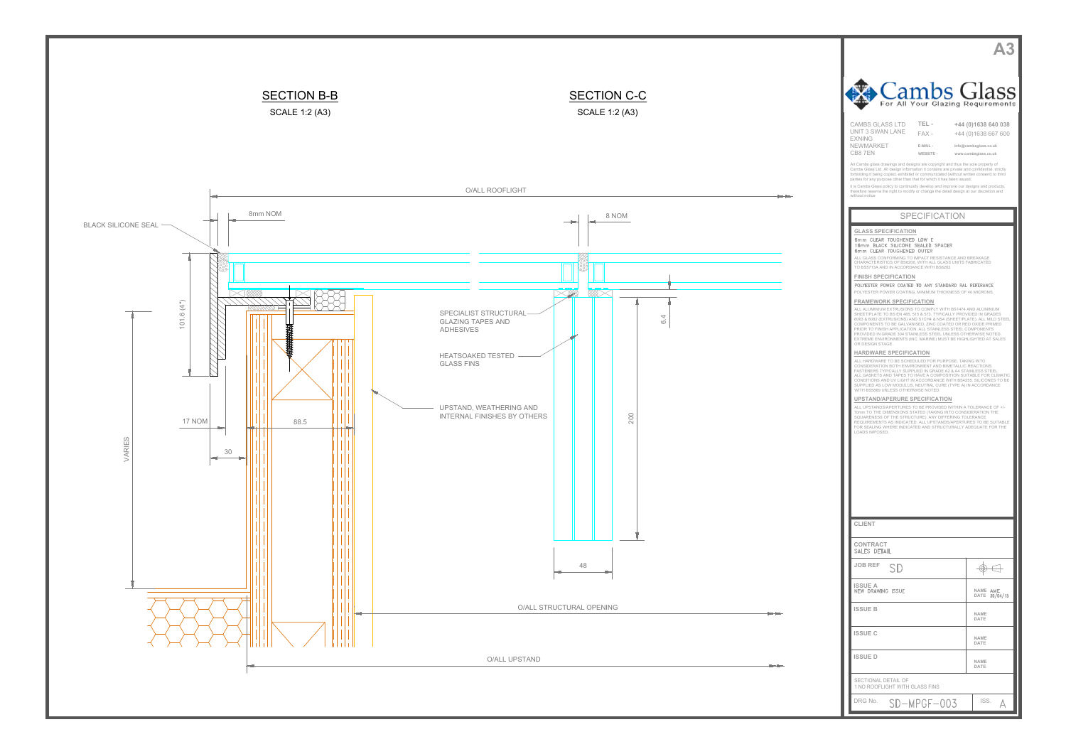## SECTION B-B

SCALE 1:2 (A3)

## SECTION C-C

SCALE 1:2 (A3)

O/ALL ROOFLIGHT

BLACK SILICONE SEAL

8mm NOM

8 NOM

101.6 (4")

VARIES

17 NOM

88.5

30

6.4

200

48

SPECIALIST STRUCTURAL GLAZING TAPES AND ADHESIVES

HEATSOAKED TESTED GLASS FINS

UPSTAND, WEATHERING AND INTERNAL FINISHES BY OTHERS

O/ALL STRUCTURAL OPENING

O/ALL UPSTAND

A3

# Cambs Glass

For All Your Glazing Requirements

CAMBS GLASS LTD
UNIT 3 SWAN LANE
EXNING
NEWMARKET
CB8 7EN

TEL - +44 (0)1638 640 038
FAX - +44 (0)1638 667 600
E-MAIL - info@cambsglass.co.uk
WEBSITE - www.cambsglass.co.uk

All Cambs glass drawings and designs are copyright and thus the sole property of Cambs Glass Ltd. All design information it contains are private and confidential, strictly forbidding it being copied, exhibited or communicated (without written consent) to third parties for any purpose other than that for which it has been issued.

It is Cambs Glass policy to continually develop and improve our designs and products, therefore reserve the right to modify or change the detail design at our discretion and without notice.

## SPECIFICATION

### GLASS SPECIFICATION

6mm CLEAR TOUGHENED LOW E
16mm BLACK SILICONE SEALED SPACER
6mm CLEAR TOUGHENED OUTER

ALL GLASS CONFORMING TO IMPACT RESISTANCE AND BREAKAGE CHARACTERISTICS OF BS6206, WITH ALL GLASS UNITS FABRICATED TO BS5713A AND IN ACCORDANCE WITH BS6262

### FINISH SPECIFICATION

POLYESTER POWER COATED TO ANY STANDARD RAL REFERANCE

POLYESTER POWDER COATING, MINIMUM THICKNESS OF 40 MICRONS.

### FRAMEWORK SPECIFICATION

ALL ALUMINIUM EXTRUSIONS TO COMPLY WITH BS1474 AND ALUMINIUM SHEET/PLATE TO BS EN 485, 515 & 573, TYPICALLY PROVIDED IN GRADES 6063 & 6082 (EXTRUSIONS) AND S1CH4 & NS4 (SHEET/PLATE). ALL MILD STEEL COMPONENTS TO BE GALVANISED, ZINC COATED OR RED OXIDE PRIMED PRIOR TO FINISH APPLICATION. ALL STAINLESS STEEL COMPONENTS PROVIDED IN GRADE 304 STAINLESS STEEL UNLESS OTHERWISE NOTED. EXTREME ENVIRONMENTS (INC. MARINE) MUST BE HIGHLIGHTED AT SALES OR DESIGN STAGE.

### HARDWARE SPECIFICATION

ALL HARDWARE TO BE SCHEDULED FOR PURPOSE, TAKING INTO CONSIDERATION BOTH ENVIRONMENT AND BIMETALLIC REACTIONS. FASTENERS TYPICALLY SUPPLIED IN GRADE A2 & A4 STAINLESS STEEL. ALL GASKETS AND TAPES TO HAVE A COMPOSITION SUITABLE FOR CLIMATIC CONDITIONS AND UV LIGHT IN ACCORDANCE WITH BS4255. SILICONES TO BE SUPPLIED AS LOW MODULUS, NEUTRAL CURE (TYPE A) IN ACCORDANCE WITH BS5889 UNLESS OTHERWISE NOTED.

### UPSTAND/APERURE SPECIFICATION

ALL UPSTANDS/APERTURES TO BE PROVIDED WITHIN A TOLERANCE OF +/- 10mm TO THE DIMENSIONS STATED (TAKING INTO CONSIDERATION THE SQUARENESS OF THE STRUCTURE). ANY DIFFERING TOLERANCE REQUIREMENTS AS INDICATED. ALL UPSTANDS/APERTURES TO BE SUITABLE FOR SEALING WHERE INDICATED AND STRUCTURALLY ADEQUATE FOR THE LOADS IMPOSED.

| | |
|---|---|
| CLIENT | |
| CONTRACT SALES DETAIL | |
| JOB REF SD | |
| ISSUE A NEW DRAWING ISSUE | NAME AME DATE 30/04/13 |
| ISSUE B | NAME DATE |
| ISSUE C | NAME DATE |
| ISSUE D | NAME DATE |
| SECTIONAL DETAIL OF 1 NO ROOFLIGHT WITH GLASS FINS | |
| DRG No. SD-MPGF-003 | ISS. A |